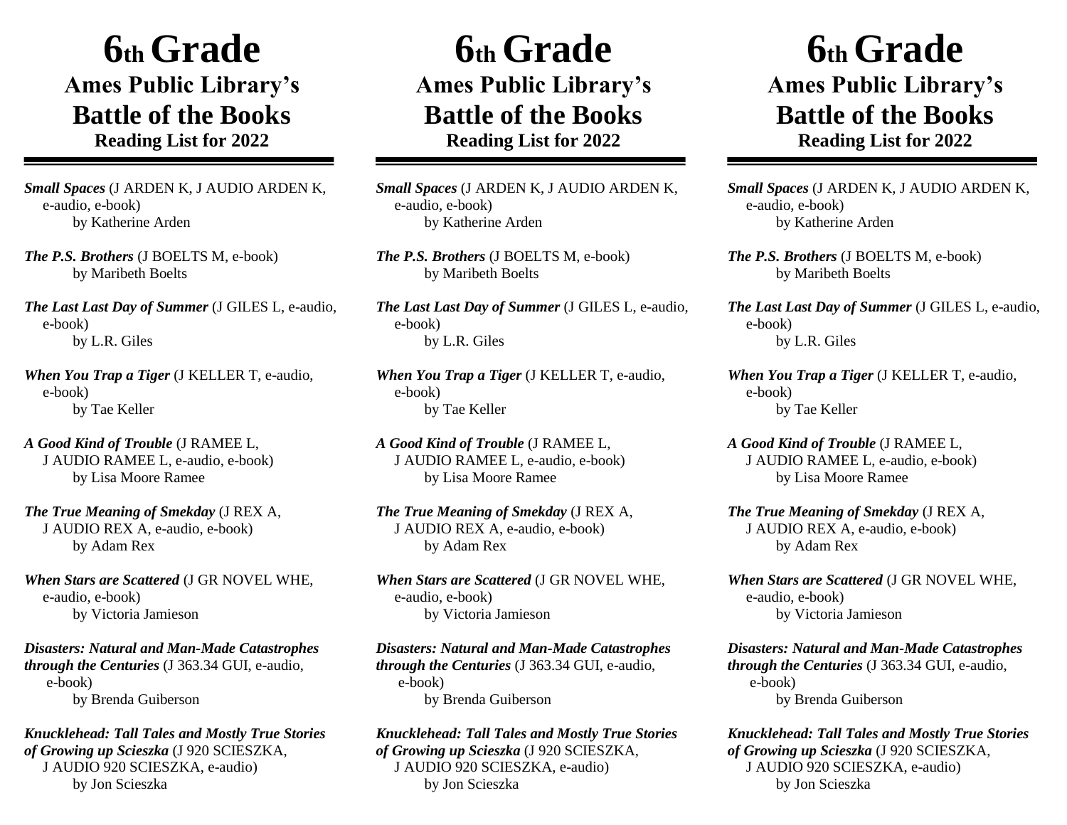# 6th Grade

## Ames Public Library's

## Battle of the Books

### Reading List for 2022

***Small Spaces*** (J ARDEN K, J AUDIO ARDEN K, e-audio, e-book)
by Katherine Arden

***The P.S. Brothers*** (J BOELTS M, e-book)
by Maribeth Boelts

***The Last Last Day of Summer*** (J GILES L, e-audio, e-book)
by L.R. Giles

***When You Trap a Tiger*** (J KELLER T, e-audio, e-book)
by Tae Keller

***A Good Kind of Trouble*** (J RAMEE L, J AUDIO RAMEE L, e-audio, e-book)
by Lisa Moore Ramee

***The True Meaning of Smekday*** (J REX A, J AUDIO REX A, e-audio, e-book)
by Adam Rex

***When Stars are Scattered*** (J GR NOVEL WHE, e-audio, e-book)
by Victoria Jamieson

***Disasters: Natural and Man-Made Catastrophes through the Centuries*** (J 363.34 GUI, e-audio, e-book)
by Brenda Guiberson

***Knucklehead: Tall Tales and Mostly True Stories of Growing up Scieszka*** (J 920 SCIESZKA, J AUDIO 920 SCIESZKA, e-audio)
by Jon Scieszka

# 6th Grade

## Ames Public Library's

## Battle of the Books

### Reading List for 2022

***Small Spaces*** (J ARDEN K, J AUDIO ARDEN K, e-audio, e-book)
by Katherine Arden

***The P.S. Brothers*** (J BOELTS M, e-book)
by Maribeth Boelts

***The Last Last Day of Summer*** (J GILES L, e-audio, e-book)
by L.R. Giles

***When You Trap a Tiger*** (J KELLER T, e-audio, e-book)
by Tae Keller

***A Good Kind of Trouble*** (J RAMEE L, J AUDIO RAMEE L, e-audio, e-book)
by Lisa Moore Ramee

***The True Meaning of Smekday*** (J REX A, J AUDIO REX A, e-audio, e-book)
by Adam Rex

***When Stars are Scattered*** (J GR NOVEL WHE, e-audio, e-book)
by Victoria Jamieson

***Disasters: Natural and Man-Made Catastrophes through the Centuries*** (J 363.34 GUI, e-audio, e-book)
by Brenda Guiberson

***Knucklehead: Tall Tales and Mostly True Stories of Growing up Scieszka*** (J 920 SCIESZKA, J AUDIO 920 SCIESZKA, e-audio)
by Jon Scieszka

# 6th Grade

## Ames Public Library's

## Battle of the Books

### Reading List for 2022

***Small Spaces*** (J ARDEN K, J AUDIO ARDEN K, e-audio, e-book)
by Katherine Arden

***The P.S. Brothers*** (J BOELTS M, e-book)
by Maribeth Boelts

***The Last Last Day of Summer*** (J GILES L, e-audio, e-book)
by L.R. Giles

***When You Trap a Tiger*** (J KELLER T, e-audio, e-book)
by Tae Keller

***A Good Kind of Trouble*** (J RAMEE L, J AUDIO RAMEE L, e-audio, e-book)
by Lisa Moore Ramee

***The True Meaning of Smekday*** (J REX A, J AUDIO REX A, e-audio, e-book)
by Adam Rex

***When Stars are Scattered*** (J GR NOVEL WHE, e-audio, e-book)
by Victoria Jamieson

***Disasters: Natural and Man-Made Catastrophes through the Centuries*** (J 363.34 GUI, e-audio, e-book)
by Brenda Guiberson

***Knucklehead: Tall Tales and Mostly True Stories of Growing up Scieszka*** (J 920 SCIESZKA, J AUDIO 920 SCIESZKA, e-audio)
by Jon Scieszka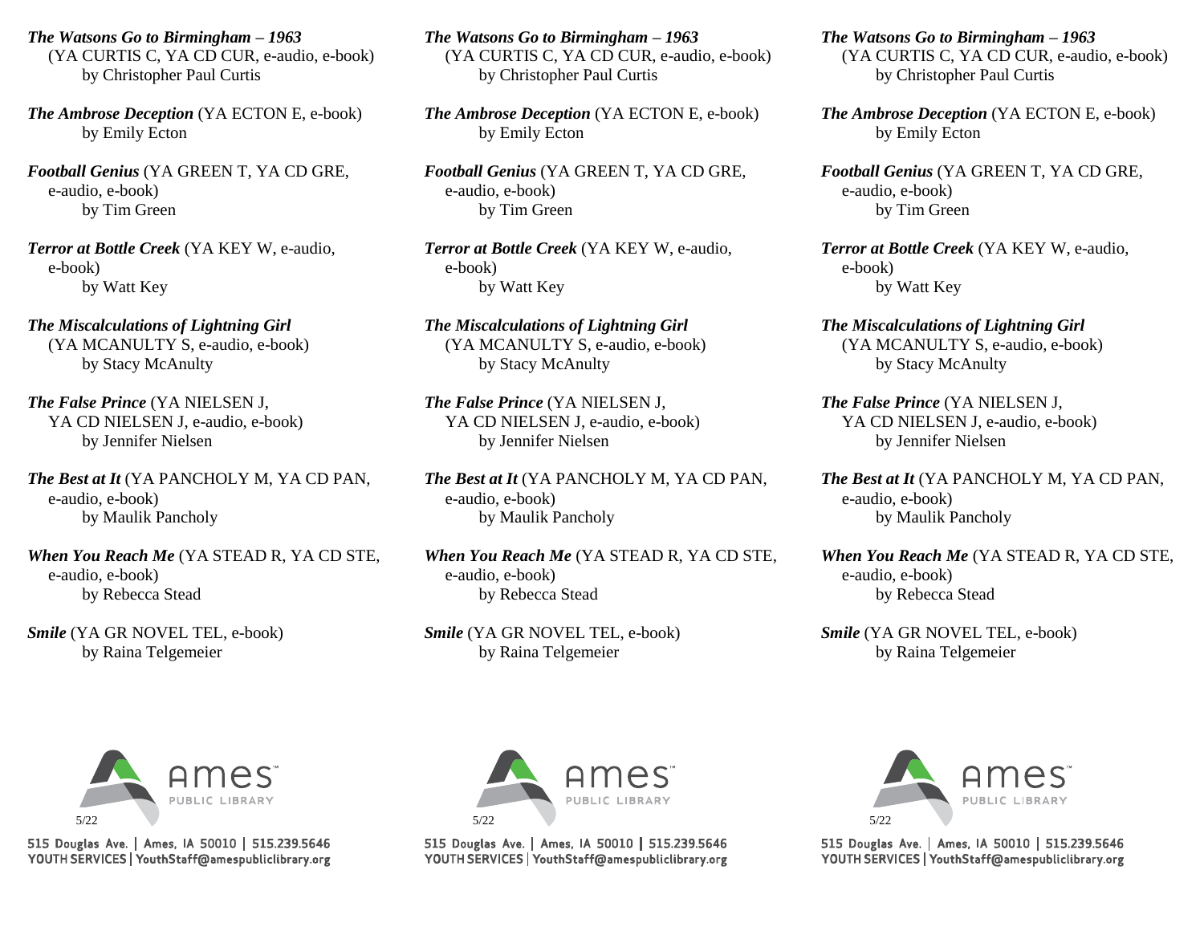***The Watsons Go to Birmingham – 1963*** (YA CURTIS C, YA CD CUR, e-audio, e-book)
by Christopher Paul Curtis

***The Ambrose Deception*** (YA ECTON E, e-book)
by Emily Ecton

***Football Genius*** (YA GREEN T, YA CD GRE, e-audio, e-book)
by Tim Green

***Terror at Bottle Creek*** (YA KEY W, e-audio, e-book)
by Watt Key

***The Miscalculations of Lightning Girl*** (YA MCANULTY S, e-audio, e-book)
by Stacy McAnulty

***The False Prince*** (YA NIELSEN J, YA CD NIELSEN J, e-audio, e-book)
by Jennifer Nielsen

***The Best at It*** (YA PANCHOLY M, YA CD PAN, e-audio, e-book)
by Maulik Pancholy

***When You Reach Me*** (YA STEAD R, YA CD STE, e-audio, e-book)
by Rebecca Stead

***Smile*** (YA GR NOVEL TEL, e-book)
by Raina Telgemeier

Ames PUBLIC LIBRARY

5/22

515 Douglas Ave. | Ames, IA 50010 | 515.239.5646
YOUTH SERVICES | YouthStaff@amespubliclibrary.org

***The Watsons Go to Birmingham – 1963*** (YA CURTIS C, YA CD CUR, e-audio, e-book)
by Christopher Paul Curtis

***The Ambrose Deception*** (YA ECTON E, e-book)
by Emily Ecton

***Football Genius*** (YA GREEN T, YA CD GRE, e-audio, e-book)
by Tim Green

***Terror at Bottle Creek*** (YA KEY W, e-audio, e-book)
by Watt Key

***The Miscalculations of Lightning Girl*** (YA MCANULTY S, e-audio, e-book)
by Stacy McAnulty

***The False Prince*** (YA NIELSEN J, YA CD NIELSEN J, e-audio, e-book)
by Jennifer Nielsen

***The Best at It*** (YA PANCHOLY M, YA CD PAN, e-audio, e-book)
by Maulik Pancholy

***When You Reach Me*** (YA STEAD R, YA CD STE, e-audio, e-book)
by Rebecca Stead

***Smile*** (YA GR NOVEL TEL, e-book)
by Raina Telgemeier

Ames PUBLIC LIBRARY

5/22

515 Douglas Ave. | Ames, IA 50010 | 515.239.5646
YOUTH SERVICES | YouthStaff@amespubliclibrary.org

***The Watsons Go to Birmingham – 1963*** (YA CURTIS C, YA CD CUR, e-audio, e-book)
by Christopher Paul Curtis

***The Ambrose Deception*** (YA ECTON E, e-book)
by Emily Ecton

***Football Genius*** (YA GREEN T, YA CD GRE, e-audio, e-book)
by Tim Green

***Terror at Bottle Creek*** (YA KEY W, e-audio, e-book)
by Watt Key

***The Miscalculations of Lightning Girl*** (YA MCANULTY S, e-audio, e-book)
by Stacy McAnulty

***The False Prince*** (YA NIELSEN J, YA CD NIELSEN J, e-audio, e-book)
by Jennifer Nielsen

***The Best at It*** (YA PANCHOLY M, YA CD PAN, e-audio, e-book)
by Maulik Pancholy

***When You Reach Me*** (YA STEAD R, YA CD STE, e-audio, e-book)
by Rebecca Stead

***Smile*** (YA GR NOVEL TEL, e-book)
by Raina Telgemeier

Ames PUBLIC LIBRARY

5/22

515 Douglas Ave. | Ames, IA 50010 | 515.239.5646
YOUTH SERVICES | YouthStaff@amespubliclibrary.org